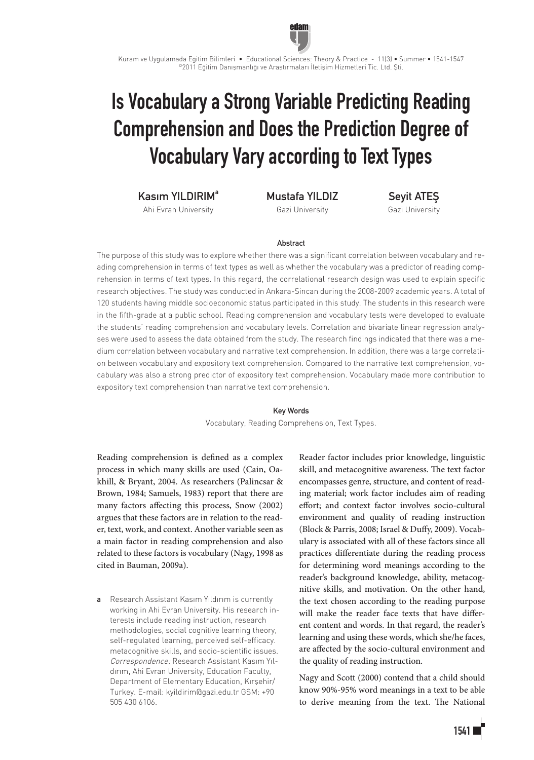# Is Vocabulary a Strong Variable Predicting Reading Comprehension and Does the Prediction Degree of Vocabulary Vary according to Text Types

**Kasım YILDIRIM**[a]
Ahi Evran University

**Mustafa YILDIZ**
Gazi University

**Seyit ATEŞ**
Gazi University

### Abstract

The purpose of this study was to explore whether there was a significant correlation between vocabulary and reading comprehension in terms of text types as well as whether the vocabulary was a predictor of reading comprehension in terms of text types. In this regard, the correlational research design was used to explain specific research objectives. The study was conducted in Ankara-Sincan during the 2008-2009 academic years. A total of 120 students having middle socioeconomic status participated in this study. The students in this research were in the fifth-grade at a public school. Reading comprehension and vocabulary tests were developed to evaluate the students' reading comprehension and vocabulary levels. Correlation and bivariate linear regression analyses were used to assess the data obtained from the study. The research findings indicated that there was a medium correlation between vocabulary and narrative text comprehension. In addition, there was a large correlation between vocabulary and expository text comprehension. Compared to the narrative text comprehension, vocabulary was also a strong predictor of expository text comprehension. Vocabulary made more contribution to expository text comprehension than narrative text comprehension.

### Key Words

Vocabulary, Reading Comprehension, Text Types.

Reading comprehension is defined as a complex process in which many skills are used (Cain, Oakhill, & Bryant, 2004. As researchers (Palincsar & Brown, 1984; Samuels, 1983) report that there are many factors affecting this process, Snow (2002) argues that these factors are in relation to the reader, text, work, and context. Another variable seen as a main factor in reading comprehension and also related to these factors is vocabulary (Nagy, 1998 as cited in Bauman, 2009a).

[a] Research Assistant Kasım Yıldırım is currently working in Ahi Evran University. His research interests include reading instruction, research methodologies, social cognitive learning theory, self-regulated learning, perceived self-efficacy. metacognitive skills, and socio-scientific issues. *Correspondence:* Research Assistant Kasım Yıldırım, Ahi Evran University, Education Faculty, Department of Elementary Education, Kırşehir/ Turkey. E-mail: kyildirim@gazi.edu.tr GSM: +90 505 430 6106.

Reader factor includes prior knowledge, linguistic skill, and metacognitive awareness. The text factor encompasses genre, structure, and content of reading material; work factor includes aim of reading effort; and context factor involves socio-cultural environment and quality of reading instruction (Block & Parris, 2008; Israel & Duffy, 2009). Vocabulary is associated with all of these factors since all practices differentiate during the reading process for determining word meanings according to the reader's background knowledge, ability, metacognitive skills, and motivation. On the other hand, the text chosen according to the reading purpose will make the reader face texts that have different content and words. In that regard, the reader's learning and using these words, which she/he faces, are affected by the socio-cultural environment and the quality of reading instruction.

Nagy and Scott (2000) contend that a child should know 90%-95% word meanings in a text to be able to derive meaning from the text. The National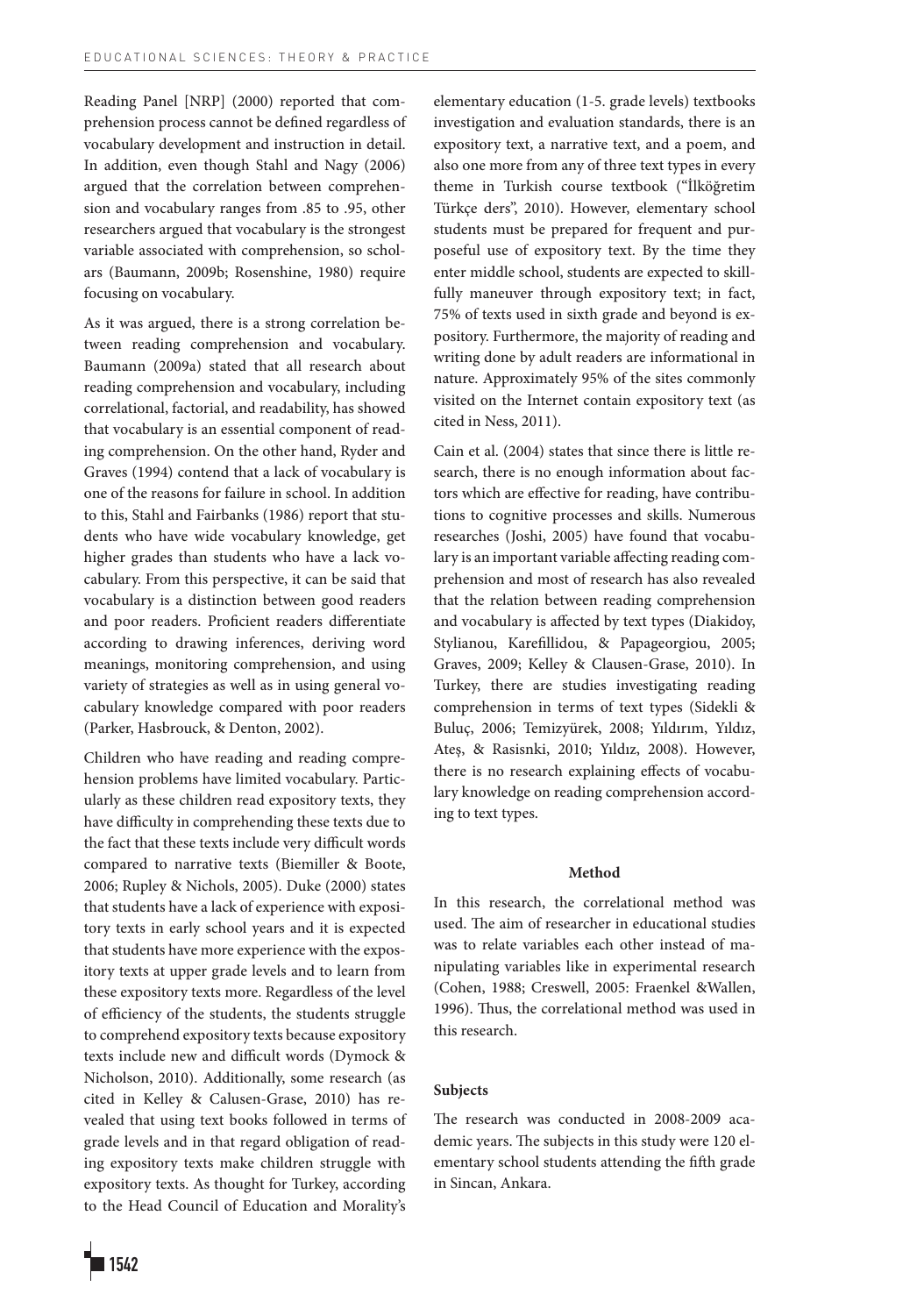Reading Panel [NRP] (2000) reported that comprehension process cannot be defined regardless of vocabulary development and instruction in detail. In addition, even though Stahl and Nagy (2006) argued that the correlation between comprehension and vocabulary ranges from .85 to .95, other researchers argued that vocabulary is the strongest variable associated with comprehension, so scholars (Baumann, 2009b; Rosenshine, 1980) require focusing on vocabulary.

As it was argued, there is a strong correlation between reading comprehension and vocabulary. Baumann (2009a) stated that all research about reading comprehension and vocabulary, including correlational, factorial, and readability, has showed that vocabulary is an essential component of reading comprehension. On the other hand, Ryder and Graves (1994) contend that a lack of vocabulary is one of the reasons for failure in school. In addition to this, Stahl and Fairbanks (1986) report that students who have wide vocabulary knowledge, get higher grades than students who have a lack vocabulary. From this perspective, it can be said that vocabulary is a distinction between good readers and poor readers. Proficient readers differentiate according to drawing inferences, deriving word meanings, monitoring comprehension, and using variety of strategies as well as in using general vocabulary knowledge compared with poor readers (Parker, Hasbrouck, & Denton, 2002).

Children who have reading and reading comprehension problems have limited vocabulary. Particularly as these children read expository texts, they have difficulty in comprehending these texts due to the fact that these texts include very difficult words compared to narrative texts (Biemiller & Boote, 2006; Rupley & Nichols, 2005). Duke (2000) states that students have a lack of experience with expository texts in early school years and it is expected that students have more experience with the expository texts at upper grade levels and to learn from these expository texts more. Regardless of the level of efficiency of the students, the students struggle to comprehend expository texts because expository texts include new and difficult words (Dymock & Nicholson, 2010). Additionally, some research (as cited in Kelley & Calusen-Grase, 2010) has revealed that using text books followed in terms of grade levels and in that regard obligation of reading expository texts make children struggle with expository texts. As thought for Turkey, according to the Head Council of Education and Morality's elementary education (1-5. grade levels) textbooks investigation and evaluation standards, there is an expository text, a narrative text, and a poem, and also one more from any of three text types in every theme in Turkish course textbook ("İlköğretim Türkçe ders", 2010). However, elementary school students must be prepared for frequent and purposeful use of expository text. By the time they enter middle school, students are expected to skillfully maneuver through expository text; in fact, 75% of texts used in sixth grade and beyond is expository. Furthermore, the majority of reading and writing done by adult readers are informational in nature. Approximately 95% of the sites commonly visited on the Internet contain expository text (as cited in Ness, 2011).

Cain et al. (2004) states that since there is little research, there is no enough information about factors which are effective for reading, have contributions to cognitive processes and skills. Numerous researches (Joshi, 2005) have found that vocabulary is an important variable affecting reading comprehension and most of research has also revealed that the relation between reading comprehension and vocabulary is affected by text types (Diakidoy, Stylianou, Karefillidou, & Papageorgiou, 2005; Graves, 2009; Kelley & Clausen-Grase, 2010). In Turkey, there are studies investigating reading comprehension in terms of text types (Sidekli & Buluç, 2006; Temizyürek, 2008; Yıldırım, Yıldız, Ateş, & Rasisnki, 2010; Yıldız, 2008). However, there is no research explaining effects of vocabulary knowledge on reading comprehension according to text types.

## Method

In this research, the correlational method was used. The aim of researcher in educational studies was to relate variables each other instead of manipulating variables like in experimental research (Cohen, 1988; Creswell, 2005: Fraenkel &Wallen, 1996). Thus, the correlational method was used in this research.

### Subjects

The research was conducted in 2008-2009 academic years. The subjects in this study were 120 elementary school students attending the fifth grade in Sincan, Ankara.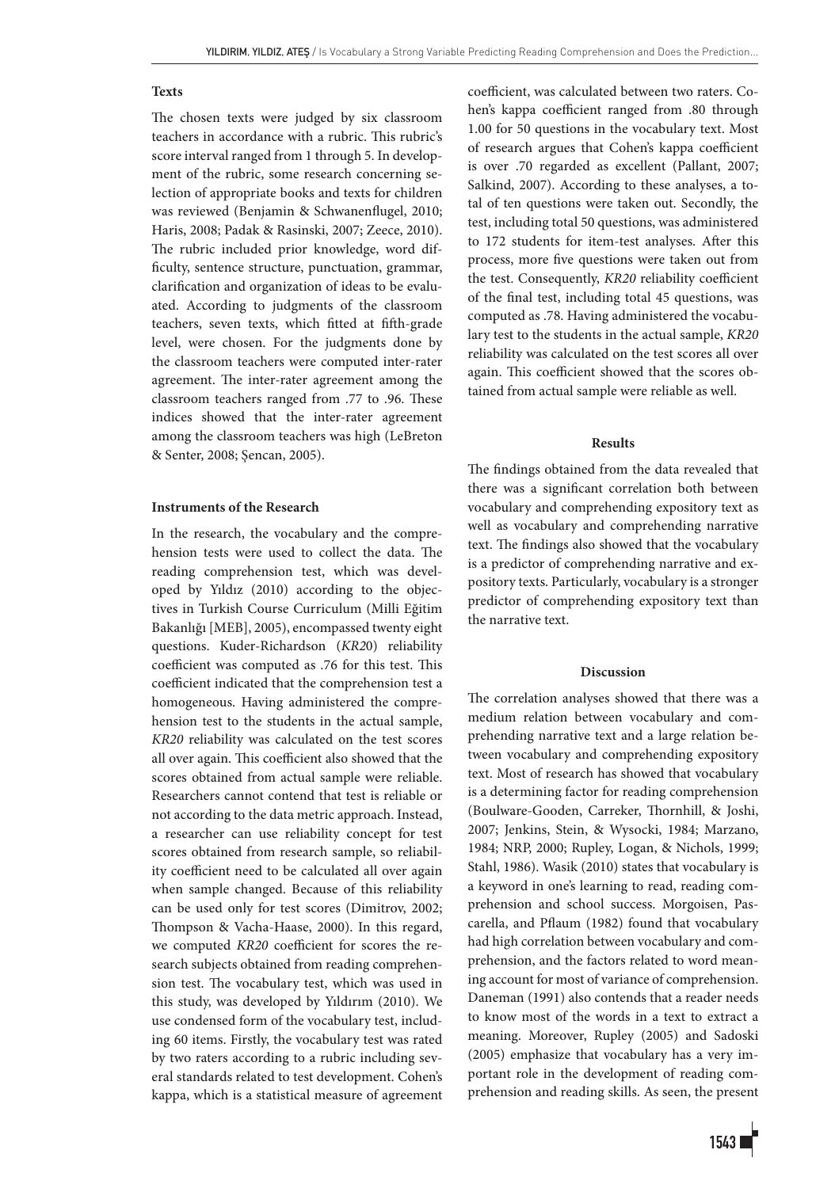### Texts

The chosen texts were judged by six classroom teachers in accordance with a rubric. This rubric's score interval ranged from 1 through 5. In development of the rubric, some research concerning selection of appropriate books and texts for children was reviewed (Benjamin & Schwanenflugel, 2010; Haris, 2008; Padak & Rasinski, 2007; Zeece, 2010). The rubric included prior knowledge, word difficulty, sentence structure, punctuation, grammar, clarification and organization of ideas to be evaluated. According to judgments of the classroom teachers, seven texts, which fitted at fifth-grade level, were chosen. For the judgments done by the classroom teachers were computed inter-rater agreement. The inter-rater agreement among the classroom teachers ranged from .77 to .96. These indices showed that the inter-rater agreement among the classroom teachers was high (LeBreton & Senter, 2008; Şencan, 2005).

### Instruments of the Research

In the research, the vocabulary and the comprehension tests were used to collect the data. The reading comprehension test, which was developed by Yıldız (2010) according to the objectives in Turkish Course Curriculum (Milli Eğitim Bakanlığı [MEB], 2005), encompassed twenty eight questions. Kuder-Richardson (*KR20*) reliability coefficient was computed as .76 for this test. This coefficient indicated that the comprehension test a homogeneous. Having administered the comprehension test to the students in the actual sample, *KR20* reliability was calculated on the test scores all over again. This coefficient also showed that the scores obtained from actual sample were reliable. Researchers cannot contend that test is reliable or not according to the data metric approach. Instead, a researcher can use reliability concept for test scores obtained from research sample, so reliability coefficient need to be calculated all over again when sample changed. Because of this reliability can be used only for test scores (Dimitrov, 2002; Thompson & Vacha-Haase, 2000). In this regard, we computed *KR20* coefficient for scores the research subjects obtained from reading comprehension test. The vocabulary test, which was used in this study, was developed by Yıldırım (2010). We use condensed form of the vocabulary test, including 60 items. Firstly, the vocabulary test was rated by two raters according to a rubric including several standards related to test development. Cohen's kappa, which is a statistical measure of agreement coefficient, was calculated between two raters. Cohen's kappa coefficient ranged from .80 through 1.00 for 50 questions in the vocabulary text. Most of research argues that Cohen's kappa coefficient is over .70 regarded as excellent (Pallant, 2007; Salkind, 2007). According to these analyses, a total of ten questions were taken out. Secondly, the test, including total 50 questions, was administered to 172 students for item-test analyses. After this process, more five questions were taken out from the test. Consequently, *KR20* reliability coefficient of the final test, including total 45 questions, was computed as .78. Having administered the vocabulary test to the students in the actual sample, *KR20* reliability was calculated on the test scores all over again. This coefficient showed that the scores obtained from actual sample were reliable as well.

## Results

The findings obtained from the data revealed that there was a significant correlation both between vocabulary and comprehending expository text as well as vocabulary and comprehending narrative text. The findings also showed that the vocabulary is a predictor of comprehending narrative and expository texts. Particularly, vocabulary is a stronger predictor of comprehending expository text than the narrative text.

## Discussion

The correlation analyses showed that there was a medium relation between vocabulary and comprehending narrative text and a large relation between vocabulary and comprehending expository text. Most of research has showed that vocabulary is a determining factor for reading comprehension (Boulware-Gooden, Carreker, Thornhill, & Joshi, 2007; Jenkins, Stein, & Wysocki, 1984; Marzano, 1984; NRP, 2000; Rupley, Logan, & Nichols, 1999; Stahl, 1986). Wasik (2010) states that vocabulary is a keyword in one's learning to read, reading comprehension and school success. Morgoisen, Pascarella, and Pflaum (1982) found that vocabulary had high correlation between vocabulary and comprehension, and the factors related to word meaning account for most of variance of comprehension. Daneman (1991) also contends that a reader needs to know most of the words in a text to extract a meaning. Moreover, Rupley (2005) and Sadoski (2005) emphasize that vocabulary has a very important role in the development of reading comprehension and reading skills. As seen, the present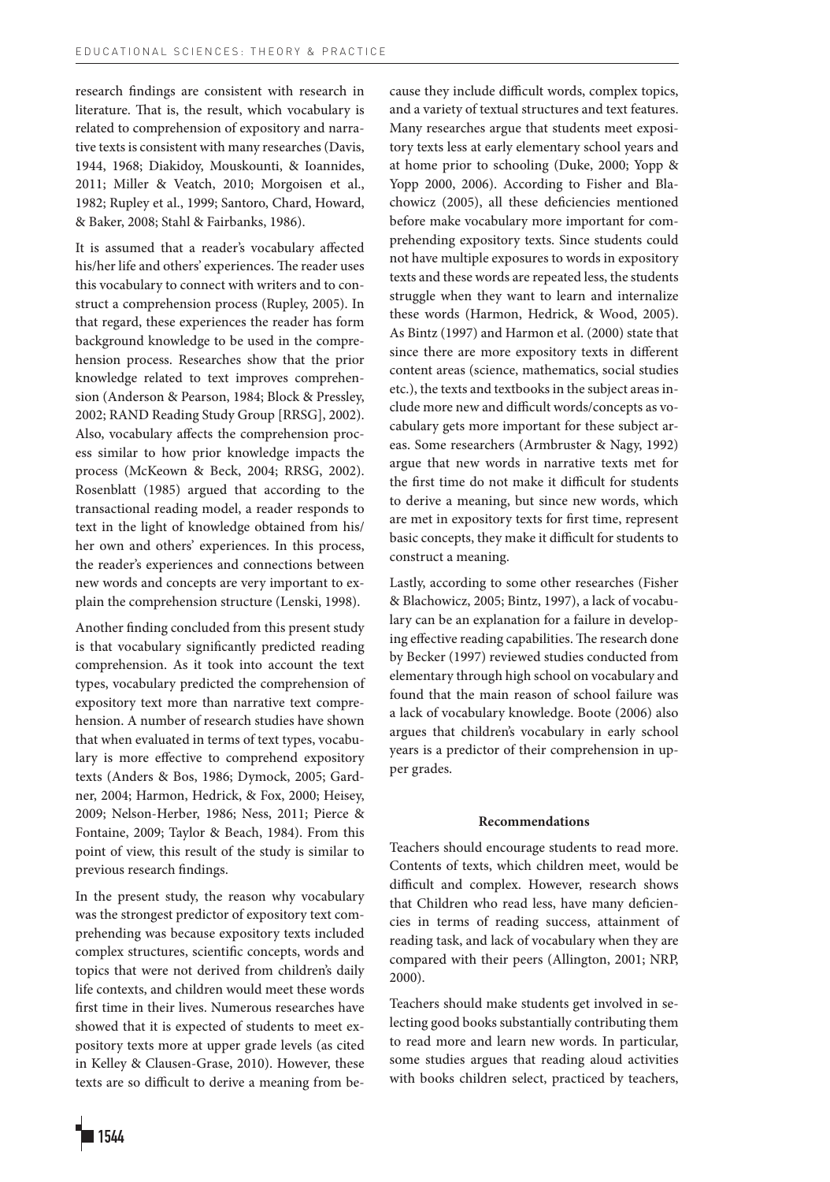research findings are consistent with research in literature. That is, the result, which vocabulary is related to comprehension of expository and narrative texts is consistent with many researches (Davis, 1944, 1968; Diakidoy, Mouskounti, & Ioannides, 2011; Miller & Veatch, 2010; Morgoisen et al., 1982; Rupley et al., 1999; Santoro, Chard, Howard, & Baker, 2008; Stahl & Fairbanks, 1986).

It is assumed that a reader's vocabulary affected his/her life and others' experiences. The reader uses this vocabulary to connect with writers and to construct a comprehension process (Rupley, 2005). In that regard, these experiences the reader has form background knowledge to be used in the comprehension process. Researches show that the prior knowledge related to text improves comprehension (Anderson & Pearson, 1984; Block & Pressley, 2002; RAND Reading Study Group [RRSG], 2002). Also, vocabulary affects the comprehension process similar to how prior knowledge impacts the process (McKeown & Beck, 2004; RRSG, 2002). Rosenblatt (1985) argued that according to the transactional reading model, a reader responds to text in the light of knowledge obtained from his/her own and others' experiences. In this process, the reader's experiences and connections between new words and concepts are very important to explain the comprehension structure (Lenski, 1998).

Another finding concluded from this present study is that vocabulary significantly predicted reading comprehension. As it took into account the text types, vocabulary predicted the comprehension of expository text more than narrative text comprehension. A number of research studies have shown that when evaluated in terms of text types, vocabulary is more effective to comprehend expository texts (Anders & Bos, 1986; Dymock, 2005; Gardner, 2004; Harmon, Hedrick, & Fox, 2000; Heisey, 2009; Nelson-Herber, 1986; Ness, 2011; Pierce & Fontaine, 2009; Taylor & Beach, 1984). From this point of view, this result of the study is similar to previous research findings.

In the present study, the reason why vocabulary was the strongest predictor of expository text comprehending was because expository texts included complex structures, scientific concepts, words and topics that were not derived from children's daily life contexts, and children would meet these words first time in their lives. Numerous researches have showed that it is expected of students to meet expository texts more at upper grade levels (as cited in Kelley & Clausen-Grase, 2010). However, these texts are so difficult to derive a meaning from because they include difficult words, complex topics, and a variety of textual structures and text features. Many researches argue that students meet expository texts less at early elementary school years and at home prior to schooling (Duke, 2000; Yopp & Yopp 2000, 2006). According to Fisher and Blachowicz (2005), all these deficiencies mentioned before make vocabulary more important for comprehending expository texts. Since students could not have multiple exposures to words in expository texts and these words are repeated less, the students struggle when they want to learn and internalize these words (Harmon, Hedrick, & Wood, 2005). As Bintz (1997) and Harmon et al. (2000) state that since there are more expository texts in different content areas (science, mathematics, social studies etc.), the texts and textbooks in the subject areas include more new and difficult words/concepts as vocabulary gets more important for these subject areas. Some researchers (Armbruster & Nagy, 1992) argue that new words in narrative texts met for the first time do not make it difficult for students to derive a meaning, but since new words, which are met in expository texts for first time, represent basic concepts, they make it difficult for students to construct a meaning.

Lastly, according to some other researches (Fisher & Blachowicz, 2005; Bintz, 1997), a lack of vocabulary can be an explanation for a failure in developing effective reading capabilities. The research done by Becker (1997) reviewed studies conducted from elementary through high school on vocabulary and found that the main reason of school failure was a lack of vocabulary knowledge. Boote (2006) also argues that children's vocabulary in early school years is a predictor of their comprehension in upper grades.

## Recommendations

Teachers should encourage students to read more. Contents of texts, which children meet, would be difficult and complex. However, research shows that Children who read less, have many deficiencies in terms of reading success, attainment of reading task, and lack of vocabulary when they are compared with their peers (Allington, 2001; NRP, 2000).

Teachers should make students get involved in selecting good books substantially contributing them to read more and learn new words. In particular, some studies argues that reading aloud activities with books children select, practiced by teachers,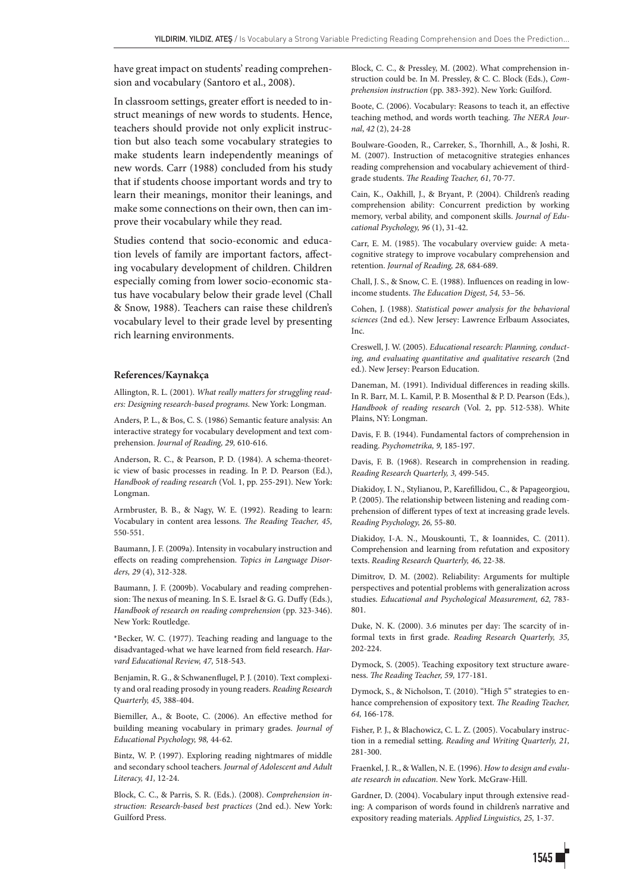have great impact on students' reading comprehension and vocabulary (Santoro et al., 2008).

In classroom settings, greater effort is needed to instruct meanings of new words to students. Hence, teachers should provide not only explicit instruction but also teach some vocabulary strategies to make students learn independently meanings of new words. Carr (1988) concluded from his study that if students choose important words and try to learn their meanings, monitor their leanings, and make some connections on their own, then can improve their vocabulary while they read.

Studies contend that socio-economic and education levels of family are important factors, affecting vocabulary development of children. Children especially coming from lower socio-economic status have vocabulary below their grade level (Chall & Snow, 1988). Teachers can raise these children's vocabulary level to their grade level by presenting rich learning environments.

### References/Kaynakça

Allington, R. L. (2001). *What really matters for struggling readers: Designing research-based programs.* New York: Longman.

Anders, P. L., & Bos, C. S. (1986) Semantic feature analysis: An interactive strategy for vocabulary development and text comprehension. *Journal of Reading, 29,* 610-616.

Anderson, R. C., & Pearson, P. D. (1984). A schema-theoretic view of basic processes in reading. In P. D. Pearson (Ed.), *Handbook of reading research* (Vol. 1, pp. 255-291). New York: Longman.

Armbruster, B. B., & Nagy, W. E. (1992). Reading to learn: Vocabulary in content area lessons. *The Reading Teacher, 45,* 550-551.

Baumann, J. F. (2009a). Intensity in vocabulary instruction and effects on reading comprehension. *Topics in Language Disorders, 29* (4), 312-328.

Baumann, J. F. (2009b). Vocabulary and reading comprehension: The nexus of meaning. In S. E. Israel & G. G. Duffy (Eds.), *Handbook of research on reading comprehension* (pp. 323-346). New York: Routledge.

*Becker, W. C. (1977). Teaching reading and language to the disadvantaged-what we have learned from field research. *Harvard Educational Review, 47,* 518-543.

Benjamin, R. G., & Schwanenflugel, P. J. (2010). Text complexity and oral reading prosody in young readers. *Reading Research Quarterly, 45,* 388-404.

Biemiller, A., & Boote, C. (2006). An effective method for building meaning vocabulary in primary grades. *Journal of Educational Psychology, 98,* 44-62.

Bintz, W. P. (1997). Exploring reading nightmares of middle and secondary school teachers. *Journal of Adolescent and Adult Literacy, 41,* 12-24.

Block, C. C., & Parris, S. R. (Eds.). (2008). *Comprehension instruction: Research-based best practices* (2nd ed.). New York: Guilford Press.

Block, C. C., & Pressley, M. (2002). What comprehension instruction could be. In M. Pressley, & C. C. Block (Eds.), *Comprehension instruction* (pp. 383-392). New York: Guilford.

Boote, C. (2006). Vocabulary: Reasons to teach it, an effective teaching method, and words worth teaching. *The NERA Journal*, *42* (2), 24-28

Boulware-Gooden, R., Carreker, S., Thornhill, A., & Joshi, R. M. (2007). Instruction of metacognitive strategies enhances reading comprehension and vocabulary achievement of third-grade students. *The Reading Teacher, 61,* 70-77.

Cain, K., Oakhill, J., & Bryant, P. (2004). Children's reading comprehension ability: Concurrent prediction by working memory, verbal ability, and component skills. *Journal of Educational Psychology, 96* (1), 31-42.

Carr, E. M. (1985). The vocabulary overview guide: A metacognitive strategy to improve vocabulary comprehension and retention. *Journal of Reading, 28,* 684-689.

Chall, J. S., & Snow, C. E. (1988). Influences on reading in low-income students. *The Education Digest, 54,* 53–56.

Cohen, J. (1988). *Statistical power analysis for the behavioral sciences* (2nd ed.). New Jersey: Lawrence Erlbaum Associates, Inc.

Creswell, J. W. (2005). *Educational research: Planning, conducting, and evaluating quantitative and qualitative research* (2nd ed.). New Jersey: Pearson Education.

Daneman, M. (1991). Individual differences in reading skills. In R. Barr, M. L. Kamil, P. B. Mosenthal & P. D. Pearson (Eds.), *Handbook of reading research* (Vol. 2, pp. 512-538). White Plains, NY: Longman.

Davis, F. B. (1944). Fundamental factors of comprehension in reading. *Psychometrika, 9,* 185-197.

Davis, F. B. (1968). Research in comprehension in reading. *Reading Research Quarterly, 3,* 499-545.

Diakidoy, I. N., Stylianou, P., Karefillidou, C., & Papageorgiou, P. (2005). The relationship between listening and reading comprehension of different types of text at increasing grade levels. *Reading Psychology, 26,* 55-80.

Diakidoy, I-A. N., Mouskounti, T., & Ioannides, C. (2011). Comprehension and learning from refutation and expository texts. *Reading Research Quarterly, 46,* 22-38.

Dimitrov, D. M. (2002). Reliability: Arguments for multiple perspectives and potential problems with generalization across studies. *Educational and Psychological Measurement, 62,* 783-801.

Duke, N. K. (2000). 3.6 minutes per day: The scarcity of informal texts in first grade. *Reading Research Quarterly, 35,* 202-224.

Dymock, S. (2005). Teaching expository text structure awareness. *The Reading Teacher, 59,* 177-181.

Dymock, S., & Nicholson, T. (2010). "High 5" strategies to enhance comprehension of expository text. *The Reading Teacher, 64,* 166-178.

Fisher, P. J., & Blachowicz, C. L. Z. (2005). Vocabulary instruction in a remedial setting. *Reading and Writing Quarterly, 21,* 281-300.

Fraenkel, J. R., & Wallen, N. E. (1996). *How to design and evaluate research in education*. New York. McGraw-Hill.

Gardner, D. (2004). Vocabulary input through extensive reading: A comparison of words found in children's narrative and expository reading materials. *Applied Linguistics, 25,* 1-37.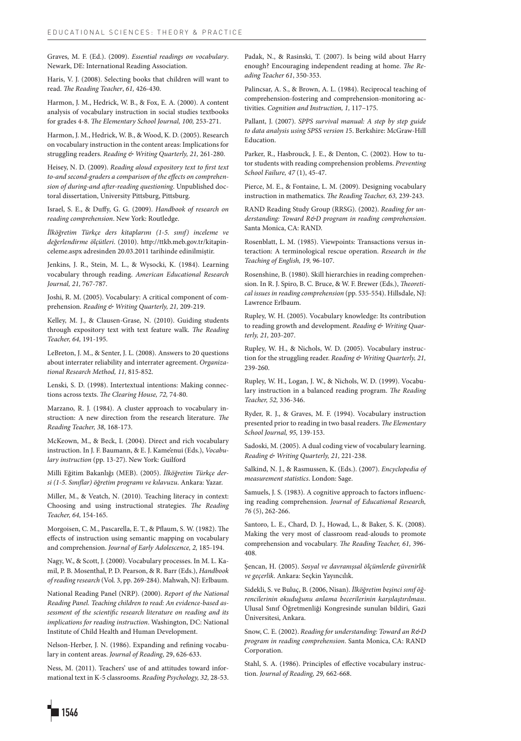Graves, M. F. (Ed.). (2009). *Essential readings on vocabulary*. Newark, DE: International Reading Association.

Haris, V. J. (2008). Selecting books that children will want to read. *The Reading Teacher*, *61,* 426-430.

Harmon, J. M., Hedrick, W. B., & Fox, E. A. (2000). A content analysis of vocabulary instruction in social studies textbooks for grades 4-8. *The Elementary School Journal, 100,* 253-271.

Harmon, J. M., Hedrick, W. B., & Wood, K. D. (2005). Research on vocabulary instruction in the content areas: Implications for struggling readers. *Reading & Writing Quarterly, 21,* 261-280.

Heisey, N. D. (2009). *Reading aloud expository text to first text to-and second-graders a comparison of the effects on comprehension of during-and after-reading questioning*. Unpublished doctoral dissertation, University Pittsburg, Pittsburg.

Israel, S. E., & Duffy, G. G. (2009). *Handbook of research on reading comprehension*. New York: Routledge.

*İlköğretim Türkçe ders kitaplarını (1-5. sınıf) inceleme ve değerlendirme ölçütleri*. (2010). http://ttkb.meb.gov.tr/kitapinceleme.aspx adresinden 20.03.2011 tarihinde edinilmiştir.

Jenkins, J. R., Stein, M. L., & Wysocki, K. (1984). Learning vocabulary through reading. *American Educational Research Journal, 21,* 767-787.

Joshi, R. M. (2005). Vocabulary: A critical component of comprehension. *Reading & Writing Quarterly, 21,* 209-219.

Kelley, M. J., & Clausen-Grase, N. (2010). Guiding students through expository text with text feature walk. *The Reading Teacher, 64,* 191-195.

LeBreton, J. M., & Senter, J. L. (2008). Answers to 20 questions about interrater reliability and interrater agreement. *Organizational Research Method, 11,* 815-852.

Lenski, S. D. (1998). Intertextual intentions: Making connections across texts. *The Clearing House, 72,* 74-80.

Marzano, R. J. (1984). A cluster approach to vocabulary instruction: A new direction from the research literature. *The Reading Teacher, 38,* 168-173.

McKeown, M., & Beck, I. (2004). Direct and rich vocabulary instruction. In J. F. Baumann, & E. J. Kame'enui (Eds.), *Vocabulary instruction* (pp. 13-27). New York: Guilford

Milli Eğitim Bakanlığı (MEB). (2005). *İlköğretim Türkçe dersi (1-5. Sınıflar) öğretim programı ve kılavuzu*. Ankara: Yazar.

Miller, M., & Veatch, N. (2010). Teaching literacy in context: Choosing and using instructional strategies. *The Reading Teacher, 64,* 154-165.

Morgoisen, C. M., Pascarella, E. T., & Pflaum, S. W. (1982). The effects of instruction using semantic mapping on vocabulary and comprehension. *Journal of Early Adolescence, 2,* 185-194.

Nagy, W., & Scott, J. (2000). Vocabulary processes. In M. L. Kamil, P. B. Mosenthal, P. D. Pearson, & R. Barr (Eds.), *Handbook of reading research* (Vol. 3, pp. 269-284). Mahwah, NJ: Erlbaum.

National Reading Panel (NRP). (2000). *Report of the National Reading Panel. Teaching children to read: An evidence-based assessment of the scientific research literature on reading and its implications for reading instruction*. Washington, DC: National Institute of Child Health and Human Development.

Nelson-Herber, J. N. (1986). Expanding and refining vocabulary in content areas. *Journal of Reading*, 29, 626-633.

Ness, M. (2011). Teachers' use of and attitudes toward informational text in K-5 classrooms. *Reading Psychology, 32,* 28-53.

Padak, N., & Rasinski, T. (2007). Is being wild about Harry enough? Encouraging independent reading at home. *The Reading Teacher 61*, 350-353.

Palincsar, A. S., & Brown, A. L. (1984). Reciprocal teaching of comprehension-fostering and comprehension-monitoring activities. *Cognition and Instruction, 1,* 117–175.

Pallant, J. (2007). *SPPS survival manual: A step by step guide to data analysis using SPSS version 1*5. Berkshire: McGraw-Hill Education.

Parker, R., Hasbrouck, J. E., & Denton, C. (2002). How to tutor students with reading comprehension problems. *Preventing School Failure, 47* (1), 45-47.

Pierce, M. E., & Fontaine, L. M. (2009). Designing vocabulary instruction in mathematics. *The Reading Teacher, 63,* 239-243.

RAND Reading Study Group (RRSG). (2002). *Reading for understanding: Toward R&D program in reading comprehension*. Santa Monica, CA: RAND.

Rosenblatt, L. M. (1985). Viewpoints: Transactions versus interaction: A terminological rescue operation. *Research in the Teaching of English, 19,* 96-107.

Rosenshine, B. (1980). Skill hierarchies in reading comprehension. In R. J. Spiro, B. C. Bruce, & W. F. Brewer (Eds.), *Theoretical issues in reading comprehension* (pp. 535-554). Hillsdale, NJ: Lawrence Erlbaum.

Rupley, W. H. (2005). Vocabulary knowledge: Its contribution to reading growth and development. *Reading & Writing Quarterly, 21,* 203-207.

Rupley, W. H., & Nichols, W. D. (2005). Vocabulary instruction for the struggling reader. *Reading & Writing Quarterly, 21,* 239-260.

Rupley, W. H., Logan, J. W., & Nichols, W. D. (1999). Vocabulary instruction in a balanced reading program. *The Reading Teacher, 52,* 336-346.

Ryder, R. J., & Graves, M. F. (1994). Vocabulary instruction presented prior to reading in two basal readers. *The Elementary School Journal, 95,* 139-153.

Sadoski, M. (2005). A dual coding view of vocabulary learning. *Reading & Writing Quarterly, 21,* 221-238.

Salkind, N. J., & Rasmussen, K. (Eds.). (2007). *Encyclopedia of measurement statistics*. London: Sage.

Samuels, J. S. (1983). A cognitive approach to factors influencing reading comprehension. *Journal of Educational Research, 76* (5), 262-266.

Santoro, L. E., Chard, D. J., Howad, L., & Baker, S. K. (2008). Making the very most of classroom read-alouds to promote comprehension and vocabulary. *The Reading Teacher, 61,* 396-408.

Şencan, H. (2005). *Sosyal ve davranışsal ölçümlerde güvenirlik ve geçerlik*. Ankara: Seçkin Yayıncılık.

Sidekli, S. ve Buluç, B. (2006, Nisan). *İlköğretim beşinci sınıf öğrencilerinin okuduğunu anlama becerilerinin karşılaştırılması*. Ulusal Sınıf Öğretmenliği Kongresinde sunulan bildiri, Gazi Üniversitesi, Ankara.

Snow, C. E. (2002). *Reading for understanding: Toward an R&D program in reading comprehension*. Santa Monica, CA: RAND Corporation.

Stahl, S. A. (1986). Principles of effective vocabulary instruction. *Journal of Reading, 29,* 662-668.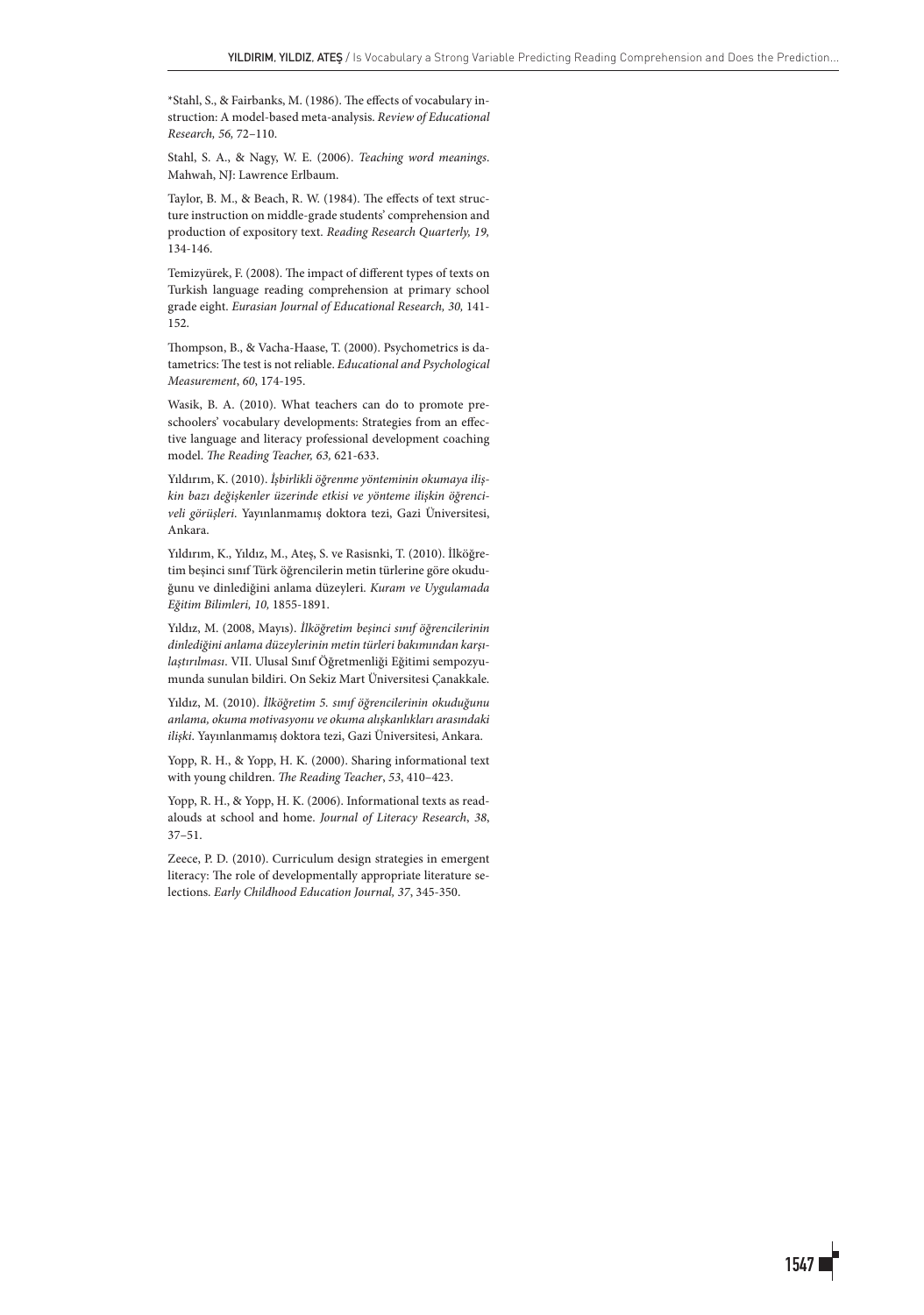*Stahl, S., & Fairbanks, M. (1986). The effects of vocabulary instruction: A model-based meta-analysis. *Review of Educational Research, 56,* 72–110.

Stahl, S. A., & Nagy, W. E. (2006). *Teaching word meanings*. Mahwah, NJ: Lawrence Erlbaum.

Taylor, B. M., & Beach, R. W. (1984). The effects of text structure instruction on middle-grade students' comprehension and production of expository text. *Reading Research Quarterly, 19,* 134-146.

Temizyürek, F. (2008). The impact of different types of texts on Turkish language reading comprehension at primary school grade eight. *Eurasian Journal of Educational Research, 30,* 141-152.

Thompson, B., & Vacha-Haase, T. (2000). Psychometrics is datametrics: The test is not reliable. *Educational and Psychological Measurement*, *60*, 174-195.

Wasik, B. A. (2010). What teachers can do to promote preschoolers' vocabulary developments: Strategies from an effective language and literacy professional development coaching model. *The Reading Teacher, 63,* 621-633.

Yıldırım, K. (2010). *İşbirlikli öğrenme yönteminin okumaya ilişkin bazı değişkenler üzerinde etkisi ve yönteme ilişkin öğrenci-veli görüşleri*. Yayınlanmamış doktora tezi, Gazi Üniversitesi, Ankara.

Yıldırım, K., Yıldız, M., Ateş, S. ve Rasisnki, T. (2010). İlköğretim beşinci sınıf Türk öğrencilerin metin türlerine göre okuduğunu ve dinlediğini anlama düzeyleri. *Kuram ve Uygulamada Eğitim Bilimleri, 10,* 1855-1891.

Yıldız, M. (2008, Mayıs). *İlköğretim beşinci sınıf öğrencilerinin dinlediğini anlama düzeylerinin metin türleri bakımından karşılaştırılması*. VII. Ulusal Sınıf Öğretmenliği Eğitimi sempozyumunda sunulan bildiri. On Sekiz Mart Üniversitesi Çanakkale.

Yıldız, M. (2010). *İlköğretim 5. sınıf öğrencilerinin okuduğunu anlama, okuma motivasyonu ve okuma alışkanlıkları arasındaki ilişki*. Yayınlanmamış doktora tezi, Gazi Üniversitesi, Ankara.

Yopp, R. H., & Yopp, H. K. (2000). Sharing informational text with young children. *The Reading Teacher*, *53*, 410–423.

Yopp, R. H., & Yopp, H. K. (2006). Informational texts as read-alouds at school and home. *Journal of Literacy Research*, *38*, 37–51.

Zeece, P. D. (2010). Curriculum design strategies in emergent literacy: The role of developmentally appropriate literature selections. *Early Childhood Education Journal, 37*, 345-350.